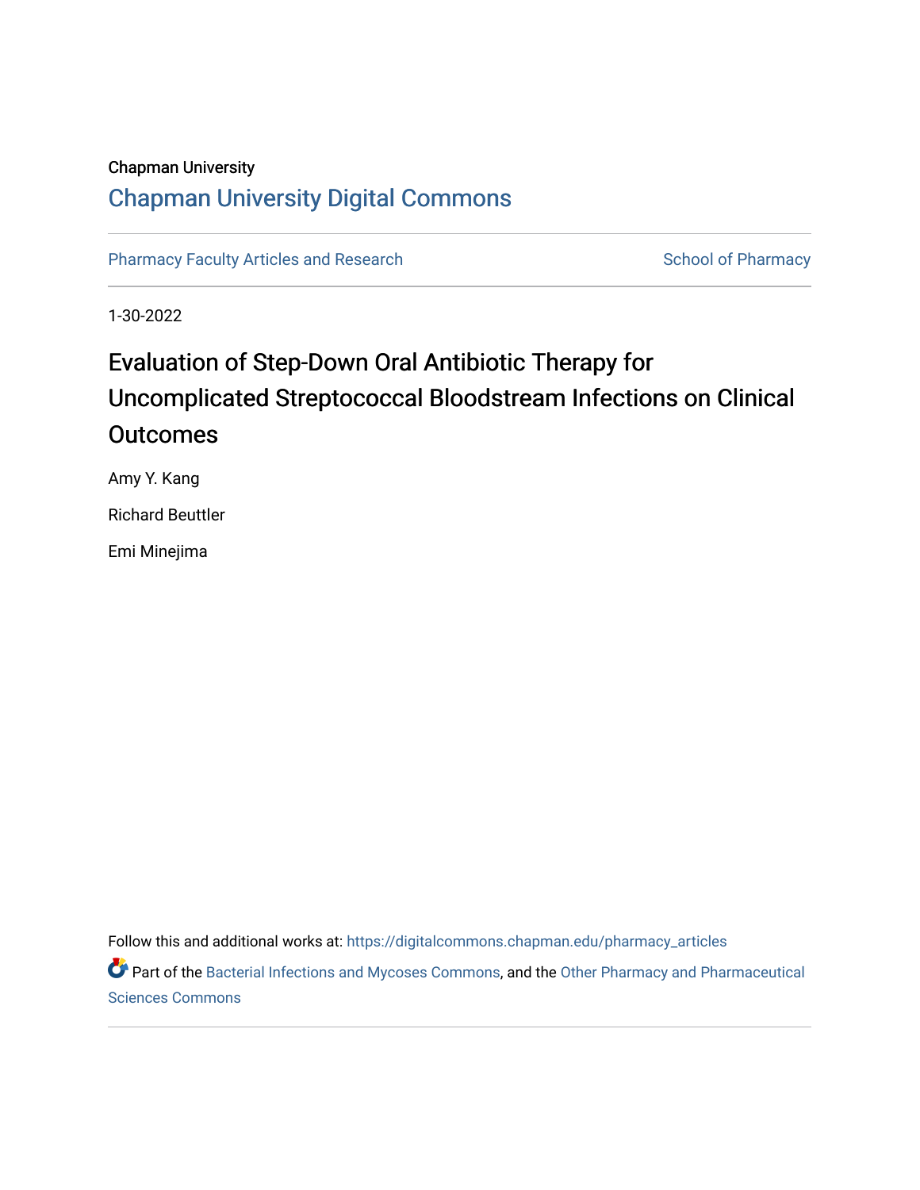Chapman University

## Chapman University Digital Commons

Pharmacy Faculty Articles and Research

School of Pharmacy

1-30-2022

# Evaluation of Step-Down Oral Antibiotic Therapy for Uncomplicated Streptococcal Bloodstream Infections on Clinical Outcomes

Amy Y. Kang

Richard Beuttler

Emi Minejima

Follow this and additional works at: https://digitalcommons.chapman.edu/pharmacy_articles

Part of the Bacterial Infections and Mycoses Commons, and the Other Pharmacy and Pharmaceutical Sciences Commons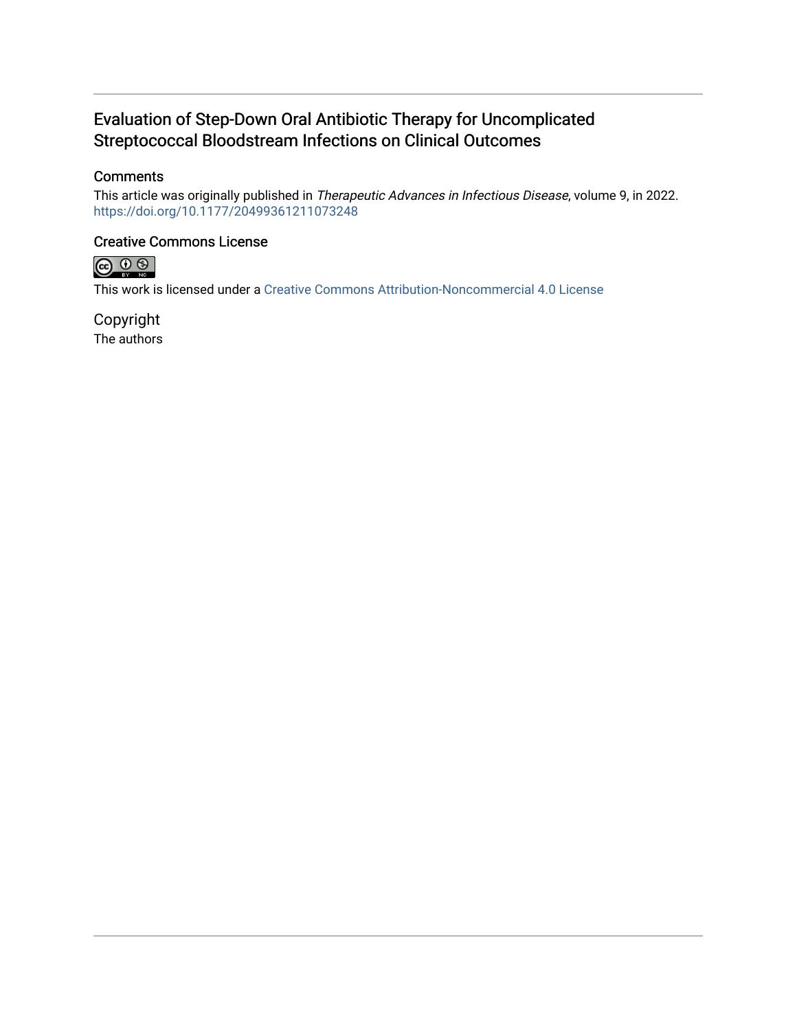# Evaluation of Step-Down Oral Antibiotic Therapy for Uncomplicated Streptococcal Bloodstream Infections on Clinical Outcomes

## Comments

This article was originally published in *Therapeutic Advances in Infectious Disease*, volume 9, in 2022. https://doi.org/10.1177/20499361211073248

## Creative Commons License

This work is licensed under a Creative Commons Attribution-Noncommercial 4.0 License

## Copyright

The authors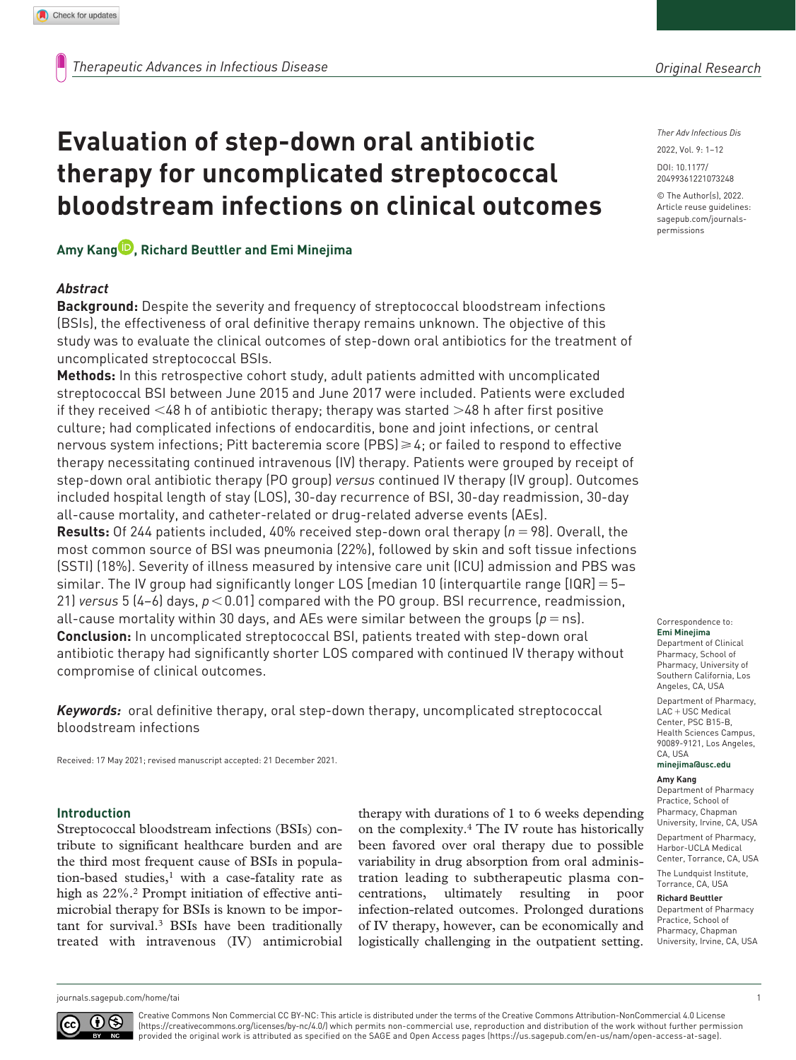# Evaluation of step-down oral antibiotic therapy for uncomplicated streptococcal bloodstream infections on clinical outcomes

**Amy Kang, Richard Beuttler and Emi Minejima**

### Abstract

**Background:** Despite the severity and frequency of streptococcal bloodstream infections (BSIs), the effectiveness of oral definitive therapy remains unknown. The objective of this study was to evaluate the clinical outcomes of step-down oral antibiotics for the treatment of uncomplicated streptococcal BSIs.

**Methods:** In this retrospective cohort study, adult patients admitted with uncomplicated streptococcal BSI between June 2015 and June 2017 were included. Patients were excluded if they received <48 h of antibiotic therapy; therapy was started >48 h after first positive culture; had complicated infections of endocarditis, bone and joint infections, or central nervous system infections; Pitt bacteremia score (PBS) ⩾ 4; or failed to respond to effective therapy necessitating continued intravenous (IV) therapy. Patients were grouped by receipt of step-down oral antibiotic therapy (PO group) *versus* continued IV therapy (IV group). Outcomes included hospital length of stay (LOS), 30-day recurrence of BSI, 30-day readmission, 30-day all-cause mortality, and catheter-related or drug-related adverse events (AEs).

**Results:** Of 244 patients included, 40% received step-down oral therapy ($n = 98$). Overall, the most common source of BSI was pneumonia (22%), followed by skin and soft tissue infections (SSTI) (18%). Severity of illness measured by intensive care unit (ICU) admission and PBS was similar. The IV group had significantly longer LOS [median 10 (interquartile range [IQR] = 5–21) *versus* 5 (4–6) days, $p < 0.01$] compared with the PO group. BSI recurrence, readmission, all-cause mortality within 30 days, and AEs were similar between the groups ($p$ = ns).

**Conclusion:** In uncomplicated streptococcal BSI, patients treated with step-down oral antibiotic therapy had significantly shorter LOS compared with continued IV therapy without compromise of clinical outcomes.

***Keywords:*** oral definitive therapy, oral step-down therapy, uncomplicated streptococcal bloodstream infections

Received: 17 May 2021; revised manuscript accepted: 21 December 2021.

Correspondence to: **Emi Minejima**
Department of Clinical Pharmacy, School of Pharmacy, University of Southern California, Los Angeles, CA, USA
Department of Pharmacy, LAC + USC Medical Center, PSC B15-B, Health Sciences Campus, 90089-9121, Los Angeles, CA, USA
**minejima@usc.edu**

**Amy Kang**
Department of Pharmacy Practice, School of Pharmacy, Chapman University, Irvine, CA, USA
Department of Pharmacy, Harbor-UCLA Medical Center, Torrance, CA, USA
The Lundquist Institute, Torrance, CA, USA

**Richard Beuttler**
Department of Pharmacy Practice, School of Pharmacy, Chapman University, Irvine, CA, USA

## Introduction

Streptococcal bloodstream infections (BSIs) contribute to significant healthcare burden and are the third most frequent cause of BSIs in population-based studies,[1] with a case-fatality rate as high as 22%.[2] Prompt initiation of effective antimicrobial therapy for BSIs is known to be important for survival.[3] BSIs have been traditionally treated with intravenous (IV) antimicrobial therapy with durations of 1 to 6 weeks depending on the complexity.[4] The IV route has historically been favored over oral therapy due to possible variability in drug absorption from oral administration leading to subtherapeutic plasma concentrations, ultimately resulting in poor infection-related outcomes. Prolonged durations of IV therapy, however, can be economically and logistically challenging in the outpatient setting.

Creative Commons Non Commercial CC BY-NC: This article is distributed under the terms of the Creative Commons Attribution-NonCommercial 4.0 License (https://creativecommons.org/licenses/by-nc/4.0/) which permits non-commercial use, reproduction and distribution of the work without further permission provided the original work is attributed as specified on the SAGE and Open Access pages (https://us.sagepub.com/en-us/nam/open-access-at-sage).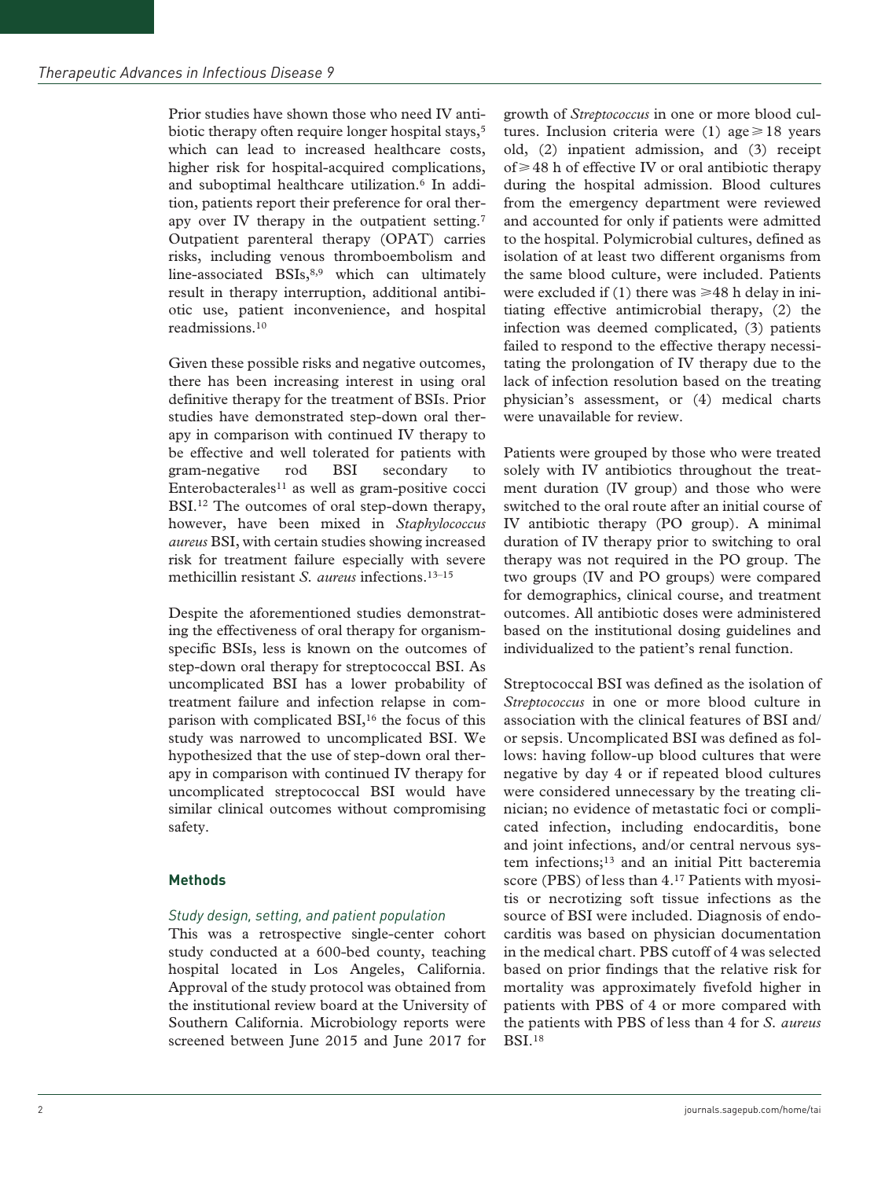Prior studies have shown those who need IV antibiotic therapy often require longer hospital stays,[5] which can lead to increased healthcare costs, higher risk for hospital-acquired complications, and suboptimal healthcare utilization.[6] In addition, patients report their preference for oral therapy over IV therapy in the outpatient setting.[7] Outpatient parenteral therapy (OPAT) carries risks, including venous thromboembolism and line-associated BSIs,[8,9] which can ultimately result in therapy interruption, additional antibiotic use, patient inconvenience, and hospital readmissions.[10]

Given these possible risks and negative outcomes, there has been increasing interest in using oral definitive therapy for the treatment of BSIs. Prior studies have demonstrated step-down oral therapy in comparison with continued IV therapy to be effective and well tolerated for patients with gram-negative rod BSI secondary to Enterobacterales[11] as well as gram-positive cocci BSI.[12] The outcomes of oral step-down therapy, however, have been mixed in *Staphylococcus aureus* BSI, with certain studies showing increased risk for treatment failure especially with severe methicillin resistant *S. aureus* infections.[13–15]

Despite the aforementioned studies demonstrating the effectiveness of oral therapy for organism-specific BSIs, less is known on the outcomes of step-down oral therapy for streptococcal BSI. As uncomplicated BSI has a lower probability of treatment failure and infection relapse in comparison with complicated BSI,[16] the focus of this study was narrowed to uncomplicated BSI. We hypothesized that the use of step-down oral therapy in comparison with continued IV therapy for uncomplicated streptococcal BSI would have similar clinical outcomes without compromising safety.

## Methods

### *Study design, setting, and patient population*

This was a retrospective single-center cohort study conducted at a 600-bed county, teaching hospital located in Los Angeles, California. Approval of the study protocol was obtained from the institutional review board at the University of Southern California. Microbiology reports were screened between June 2015 and June 2017 for growth of *Streptococcus* in one or more blood cultures. Inclusion criteria were (1) age $\geq$ 18 years old, (2) inpatient admission, and (3) receipt of $\geq$ 48 h of effective IV or oral antibiotic therapy during the hospital admission. Blood cultures from the emergency department were reviewed and accounted for only if patients were admitted to the hospital. Polymicrobial cultures, defined as isolation of at least two different organisms from the same blood culture, were included. Patients were excluded if (1) there was $\geq$48 h delay in initiating effective antimicrobial therapy, (2) the infection was deemed complicated, (3) patients failed to respond to the effective therapy necessitating the prolongation of IV therapy due to the lack of infection resolution based on the treating physician's assessment, or (4) medical charts were unavailable for review.

Patients were grouped by those who were treated solely with IV antibiotics throughout the treatment duration (IV group) and those who were switched to the oral route after an initial course of IV antibiotic therapy (PO group). A minimal duration of IV therapy prior to switching to oral therapy was not required in the PO group. The two groups (IV and PO groups) were compared for demographics, clinical course, and treatment outcomes. All antibiotic doses were administered based on the institutional dosing guidelines and individualized to the patient's renal function.

Streptococcal BSI was defined as the isolation of *Streptococcus* in one or more blood culture in association with the clinical features of BSI and/or sepsis. Uncomplicated BSI was defined as follows: having follow-up blood cultures that were negative by day 4 or if repeated blood cultures were considered unnecessary by the treating clinician; no evidence of metastatic foci or complicated infection, including endocarditis, bone and joint infections, and/or central nervous system infections;[13] and an initial Pitt bacteremia score (PBS) of less than 4.[17] Patients with myositis or necrotizing soft tissue infections as the source of BSI were included. Diagnosis of endocarditis was based on physician documentation in the medical chart. PBS cutoff of 4 was selected based on prior findings that the relative risk for mortality was approximately fivefold higher in patients with PBS of 4 or more compared with the patients with PBS of less than 4 for *S. aureus* BSI.[18]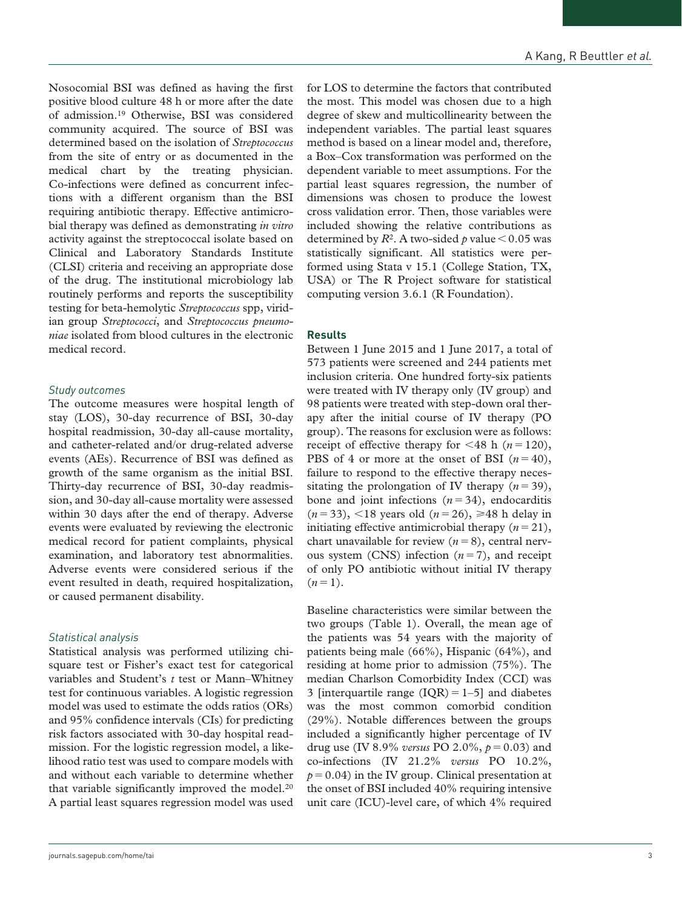Nosocomial BSI was defined as having the first positive blood culture 48 h or more after the date of admission.[19] Otherwise, BSI was considered community acquired. The source of BSI was determined based on the isolation of *Streptococcus* from the site of entry or as documented in the medical chart by the treating physician. Co-infections were defined as concurrent infections with a different organism than the BSI requiring antibiotic therapy. Effective antimicrobial therapy was defined as demonstrating *in vitro* activity against the streptococcal isolate based on Clinical and Laboratory Standards Institute (CLSI) criteria and receiving an appropriate dose of the drug. The institutional microbiology lab routinely performs and reports the susceptibility testing for beta-hemolytic *Streptococcus* spp, viridian group *Streptococci*, and *Streptococcus pneumoniae* isolated from blood cultures in the electronic medical record.

### *Study outcomes*

The outcome measures were hospital length of stay (LOS), 30-day recurrence of BSI, 30-day hospital readmission, 30-day all-cause mortality, and catheter-related and/or drug-related adverse events (AEs). Recurrence of BSI was defined as growth of the same organism as the initial BSI. Thirty-day recurrence of BSI, 30-day readmission, and 30-day all-cause mortality were assessed within 30 days after the end of therapy. Adverse events were evaluated by reviewing the electronic medical record for patient complaints, physical examination, and laboratory test abnormalities. Adverse events were considered serious if the event resulted in death, required hospitalization, or caused permanent disability.

### *Statistical analysis*

Statistical analysis was performed utilizing chi-square test or Fisher's exact test for categorical variables and Student's *t* test or Mann–Whitney test for continuous variables. A logistic regression model was used to estimate the odds ratios (ORs) and 95% confidence intervals (CIs) for predicting risk factors associated with 30-day hospital readmission. For the logistic regression model, a likelihood ratio test was used to compare models with and without each variable to determine whether that variable significantly improved the model.[20] A partial least squares regression model was used for LOS to determine the factors that contributed the most. This model was chosen due to a high degree of skew and multicollinearity between the independent variables. The partial least squares method is based on a linear model and, therefore, a Box–Cox transformation was performed on the dependent variable to meet assumptions. For the partial least squares regression, the number of dimensions was chosen to produce the lowest cross validation error. Then, those variables were included showing the relative contributions as determined by $R^2$. A two-sided $p$ value $< 0.05$ was statistically significant. All statistics were performed using Stata v 15.1 (College Station, TX, USA) or The R Project software for statistical computing version 3.6.1 (R Foundation).

## Results

Between 1 June 2015 and 1 June 2017, a total of 573 patients were screened and 244 patients met inclusion criteria. One hundred forty-six patients were treated with IV therapy only (IV group) and 98 patients were treated with step-down oral therapy after the initial course of IV therapy (PO group). The reasons for exclusion were as follows: receipt of effective therapy for <48 h ($n = 120$), PBS of 4 or more at the onset of BSI ($n = 40$), failure to respond to the effective therapy necessitating the prolongation of IV therapy ($n = 39$), bone and joint infections ($n = 34$), endocarditis ($n = 33$), <18 years old ($n = 26$), ⩾48 h delay in initiating effective antimicrobial therapy ($n = 21$), chart unavailable for review ($n = 8$), central nervous system (CNS) infection ($n = 7$), and receipt of only PO antibiotic without initial IV therapy ($n = 1$).

Baseline characteristics were similar between the two groups (Table 1). Overall, the mean age of the patients was 54 years with the majority of patients being male (66%), Hispanic (64%), and residing at home prior to admission (75%). The median Charlson Comorbidity Index (CCI) was 3 [interquartile range (IQR) = 1–5] and diabetes was the most common comorbid condition (29%). Notable differences between the groups included a significantly higher percentage of IV drug use (IV 8.9% *versus* PO 2.0%, $p = 0.03$) and co-infections (IV 21.2% *versus* PO 10.2%, $p = 0.04$) in the IV group. Clinical presentation at the onset of BSI included 40% requiring intensive unit care (ICU)-level care, of which 4% required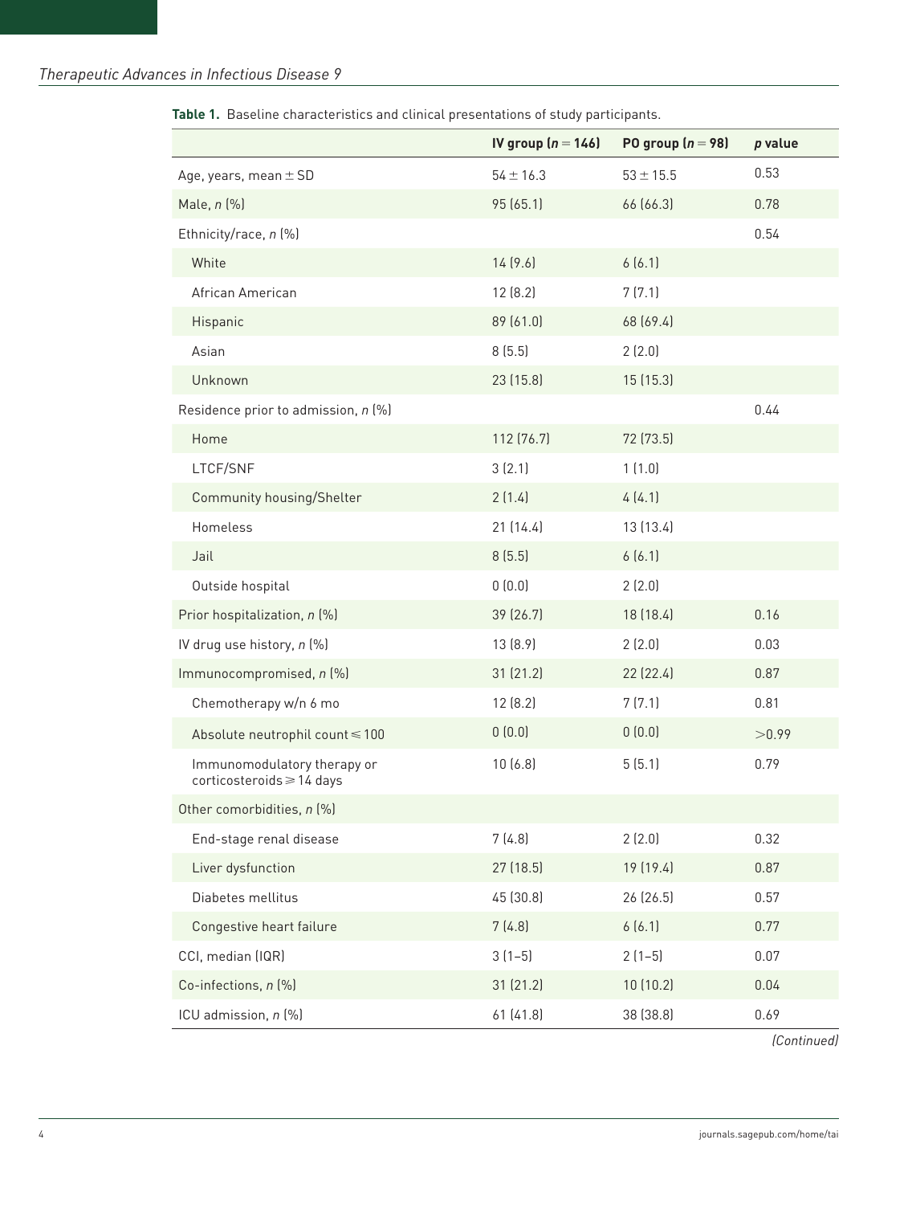**Table 1.** Baseline characteristics and clinical presentations of study participants.

| | IV group ($n = 146$) | PO group ($n = 98$) | *p* value |
|---|---|---|---|
| Age, years, mean ± SD | 54 ± 16.3 | 53 ± 15.5 | 0.53 |
| Male, *n* (%) | 95 (65.1) | 66 (66.3) | 0.78 |
| Ethnicity/race, *n* (%) | | | 0.54 |
| White | 14 (9.6) | 6 (6.1) | |
| African American | 12 (8.2) | 7 (7.1) | |
| Hispanic | 89 (61.0) | 68 (69.4) | |
| Asian | 8 (5.5) | 2 (2.0) | |
| Unknown | 23 (15.8) | 15 (15.3) | |
| Residence prior to admission, *n* (%) | | | 0.44 |
| Home | 112 (76.7) | 72 (73.5) | |
| LTCF/SNF | 3 (2.1) | 1 (1.0) | |
| Community housing/Shelter | 2 (1.4) | 4 (4.1) | |
| Homeless | 21 (14.4) | 13 (13.4) | |
| Jail | 8 (5.5) | 6 (6.1) | |
| Outside hospital | 0 (0.0) | 2 (2.0) | |
| Prior hospitalization, *n* (%) | 39 (26.7) | 18 (18.4) | 0.16 |
| IV drug use history, *n* (%) | 13 (8.9) | 2 (2.0) | 0.03 |
| Immunocompromised, *n* (%) | 31 (21.2) | 22 (22.4) | 0.87 |
| Chemotherapy w/n 6 mo | 12 (8.2) | 7 (7.1) | 0.81 |
| Absolute neutrophil count ⩽ 100 | 0 (0.0) | 0 (0.0) | >0.99 |
| Immunomodulatory therapy or corticosteroids ⩾ 14 days | 10 (6.8) | 5 (5.1) | 0.79 |
| Other comorbidities, *n* (%) | | | |
| End-stage renal disease | 7 (4.8) | 2 (2.0) | 0.32 |
| Liver dysfunction | 27 (18.5) | 19 (19.4) | 0.87 |
| Diabetes mellitus | 45 (30.8) | 26 (26.5) | 0.57 |
| Congestive heart failure | 7 (4.8) | 6 (6.1) | 0.77 |
| CCI, median (IQR) | 3 (1–5) | 2 (1–5) | 0.07 |
| Co-infections, *n* (%) | 31 (21.2) | 10 (10.2) | 0.04 |
| ICU admission, *n* (%) | 61 (41.8) | 38 (38.8) | 0.69 |

*(Continued)*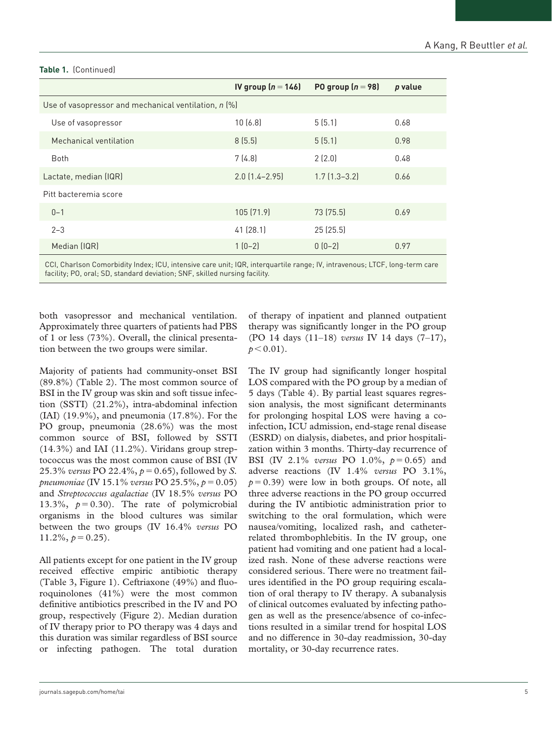**Table 1.** (Continued)

| | IV group ($n = 146$) | PO group ($n = 98$) | $p$ value |
|---|---|---|---|
| Use of vasopressor and mechanical ventilation, $n$ (%) | | | |
| Use of vasopressor | 10 (6.8) | 5 (5.1) | 0.68 |
| Mechanical ventilation | 8 (5.5) | 5 (5.1) | 0.98 |
| Both | 7 (4.8) | 2 (2.0) | 0.48 |
| Lactate, median (IQR) | 2.0 (1.4–2.95) | 1.7 (1.3–3.2) | 0.66 |
| Pitt bacteremia score | | | |
| 0–1 | 105 (71.9) | 73 (75.5) | 0.69 |
| 2–3 | 41 (28.1) | 25 (25.5) | |
| Median (IQR) | 1 (0–2) | 0 (0–2) | 0.97 |

CCI, Charlson Comorbidity Index; ICU, intensive care unit; IQR, interquartile range; IV, intravenous; LTCF, long-term care facility; PO, oral; SD, standard deviation; SNF, skilled nursing facility.

both vasopressor and mechanical ventilation. Approximately three quarters of patients had PBS of 1 or less (73%). Overall, the clinical presentation between the two groups were similar.

Majority of patients had community-onset BSI (89.8%) (Table 2). The most common source of BSI in the IV group was skin and soft tissue infection (SSTI) (21.2%), intra-abdominal infection (IAI) (19.9%), and pneumonia (17.8%). For the PO group, pneumonia (28.6%) was the most common source of BSI, followed by SSTI (14.3%) and IAI (11.2%). Viridans group streptococcus was the most common cause of BSI (IV 25.3% *versus* PO 22.4%, $p = 0.65$), followed by *S. pneumoniae* (IV 15.1% *versus* PO 25.5%, $p = 0.05$) and *Streptococcus agalactiae* (IV 18.5% *versus* PO 13.3%, $p = 0.30$). The rate of polymicrobial organisms in the blood cultures was similar between the two groups (IV 16.4% *versus* PO 11.2%, $p = 0.25$).

All patients except for one patient in the IV group received effective empiric antibiotic therapy (Table 3, Figure 1). Ceftriaxone (49%) and fluoroquinolones (41%) were the most common definitive antibiotics prescribed in the IV and PO group, respectively (Figure 2). Median duration of IV therapy prior to PO therapy was 4 days and this duration was similar regardless of BSI source or infecting pathogen. The total duration of therapy of inpatient and planned outpatient therapy was significantly longer in the PO group (PO 14 days (11–18) *versus* IV 14 days (7–17), $p < 0.01$).

The IV group had significantly longer hospital LOS compared with the PO group by a median of 5 days (Table 4). By partial least squares regression analysis, the most significant determinants for prolonging hospital LOS were having a co-infection, ICU admission, end-stage renal disease (ESRD) on dialysis, diabetes, and prior hospitalization within 3 months. Thirty-day recurrence of BSI (IV 2.1% *versus* PO 1.0%, $p = 0.65$) and adverse reactions (IV 1.4% *versus* PO 3.1%, $p = 0.39$) were low in both groups. Of note, all three adverse reactions in the PO group occurred during the IV antibiotic administration prior to switching to the oral formulation, which were nausea/vomiting, localized rash, and catheter-related thrombophlebitis. In the IV group, one patient had vomiting and one patient had a localized rash. None of these adverse reactions were considered serious. There were no treatment failures identified in the PO group requiring escalation of oral therapy to IV therapy. A subanalysis of clinical outcomes evaluated by infecting pathogen as well as the presence/absence of co-infections resulted in a similar trend for hospital LOS and no difference in 30-day readmission, 30-day mortality, or 30-day recurrence rates.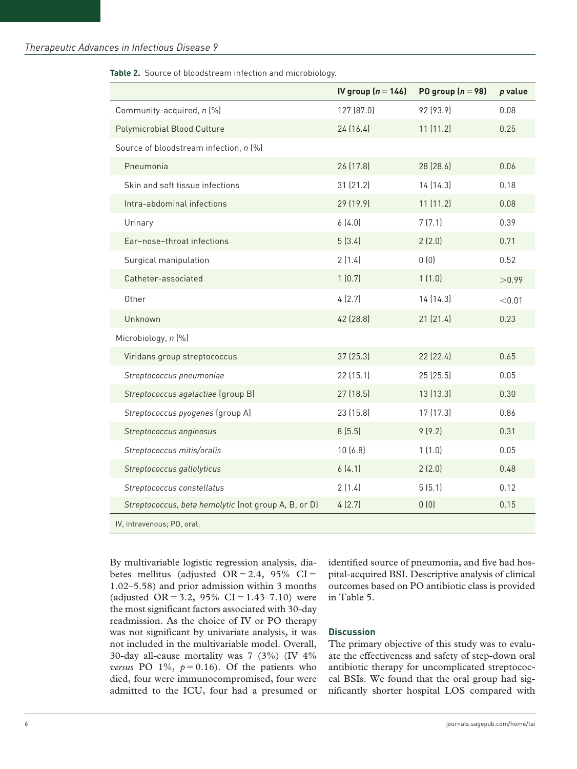**Table 2.** Source of bloodstream infection and microbiology.

| | IV group ($n = 146$) | PO group ($n = 98$) | $p$ value |
|---|---|---|---|
| Community-acquired, *n* (%) | 127 (87.0) | 92 (93.9) | 0.08 |
| Polymicrobial Blood Culture | 24 (16.4) | 11 (11.2) | 0.25 |
| Source of bloodstream infection, *n* (%) | | | |
| Pneumonia | 26 (17.8) | 28 (28.6) | 0.06 |
| Skin and soft tissue infections | 31 (21.2) | 14 (14.3) | 0.18 |
| Intra-abdominal infections | 29 (19.9) | 11 (11.2) | 0.08 |
| Urinary | 6 (4.0) | 7 (7.1) | 0.39 |
| Ear–nose–throat infections | 5 (3.4) | 2 (2.0) | 0.71 |
| Surgical manipulation | 2 (1.4) | 0 (0) | 0.52 |
| Catheter-associated | 1 (0.7) | 1 (1.0) | >0.99 |
| Other | 4 (2.7) | 14 (14.3) | <0.01 |
| Unknown | 42 (28.8) | 21 (21.4) | 0.23 |
| Microbiology, *n* (%) | | | |
| Viridans group streptococcus | 37 (25.3) | 22 (22.4) | 0.65 |
| *Streptococcus pneumoniae* | 22 (15.1) | 25 (25.5) | 0.05 |
| *Streptococcus agalactiae* (group B) | 27 (18.5) | 13 (13.3) | 0.30 |
| *Streptococcus pyogenes* (group A) | 23 (15.8) | 17 (17.3) | 0.86 |
| *Streptococcus anginosus* | 8 (5.5) | 9 (9.2) | 0.31 |
| *Streptococcus mitis/oralis* | 10 (6.8) | 1 (1.0) | 0.05 |
| *Streptococcus gallolyticus* | 6 (4.1) | 2 (2.0) | 0.48 |
| *Streptococcus constellatus* | 2 (1.4) | 5 (5.1) | 0.12 |
| *Streptococcus, beta hemolytic* (not group A, B, or D) | 4 (2.7) | 0 (0) | 0.15 |

IV, intravenous; PO, oral.

By multivariable logistic regression analysis, diabetes mellitus (adjusted OR = 2.4, 95% CI = 1.02–5.58) and prior admission within 3 months (adjusted OR = 3.2, 95% CI = 1.43–7.10) were the most significant factors associated with 30-day readmission. As the choice of IV or PO therapy was not significant by univariate analysis, it was not included in the multivariable model. Overall, 30-day all-cause mortality was 7 (3%) (IV 4% *versus* PO 1%, $p = 0.16$). Of the patients who died, four were immunocompromised, four were admitted to the ICU, four had a presumed or identified source of pneumonia, and five had hospital-acquired BSI. Descriptive analysis of clinical outcomes based on PO antibiotic class is provided in Table 5.

## Discussion

The primary objective of this study was to evaluate the effectiveness and safety of step-down oral antibiotic therapy for uncomplicated streptococcal BSIs. We found that the oral group had significantly shorter hospital LOS compared with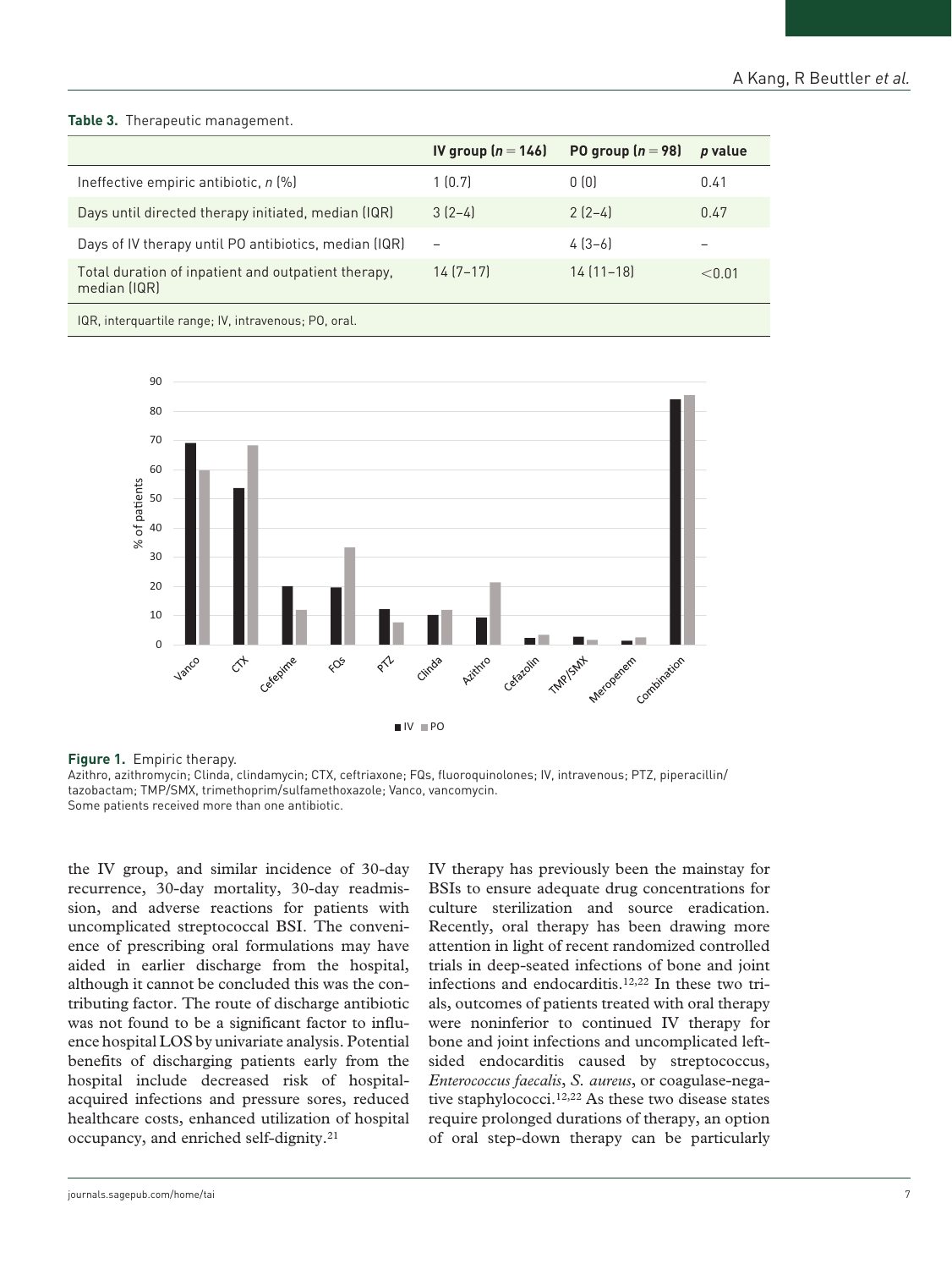**Table 3.** Therapeutic management.

| | IV group ($n = 146$) | PO group ($n = 98$) | *p* value |
|---|---|---|---|
| Ineffective empiric antibiotic, *n* (%) | 1 (0.7) | 0 (0) | 0.41 |
| Days until directed therapy initiated, median (IQR) | 3 (2–4) | 2 (2–4) | 0.47 |
| Days of IV therapy until PO antibiotics, median (IQR) | – | 4 (3–6) | – |
| Total duration of inpatient and outpatient therapy, median (IQR) | 14 (7–17) | 14 (11–18) | <0.01 |

IQR, interquartile range; IV, intravenous; PO, oral.

**Figure 1.** Empiric therapy.
Azithro, azithromycin; Clinda, clindamycin; CTX, ceftriaxone; FQs, fluoroquinolones; IV, intravenous; PTZ, piperacillin/tazobactam; TMP/SMX, trimethoprim/sulfamethoxazole; Vanco, vancomycin.
Some patients received more than one antibiotic.

the IV group, and similar incidence of 30-day recurrence, 30-day mortality, 30-day readmission, and adverse reactions for patients with uncomplicated streptococcal BSI. The convenience of prescribing oral formulations may have aided in earlier discharge from the hospital, although it cannot be concluded this was the contributing factor. The route of discharge antibiotic was not found to be a significant factor to influence hospital LOS by univariate analysis. Potential benefits of discharging patients early from the hospital include decreased risk of hospital-acquired infections and pressure sores, reduced healthcare costs, enhanced utilization of hospital occupancy, and enriched self-dignity.[21]

IV therapy has previously been the mainstay for BSIs to ensure adequate drug concentrations for culture sterilization and source eradication. Recently, oral therapy has been drawing more attention in light of recent randomized controlled trials in deep-seated infections of bone and joint infections and endocarditis.[12,22] In these two trials, outcomes of patients treated with oral therapy were noninferior to continued IV therapy for bone and joint infections and uncomplicated left-sided endocarditis caused by streptococcus, *Enterococcus faecalis*, *S. aureus*, or coagulase-negative staphylococci.[12,22] As these two disease states require prolonged durations of therapy, an option of oral step-down therapy can be particularly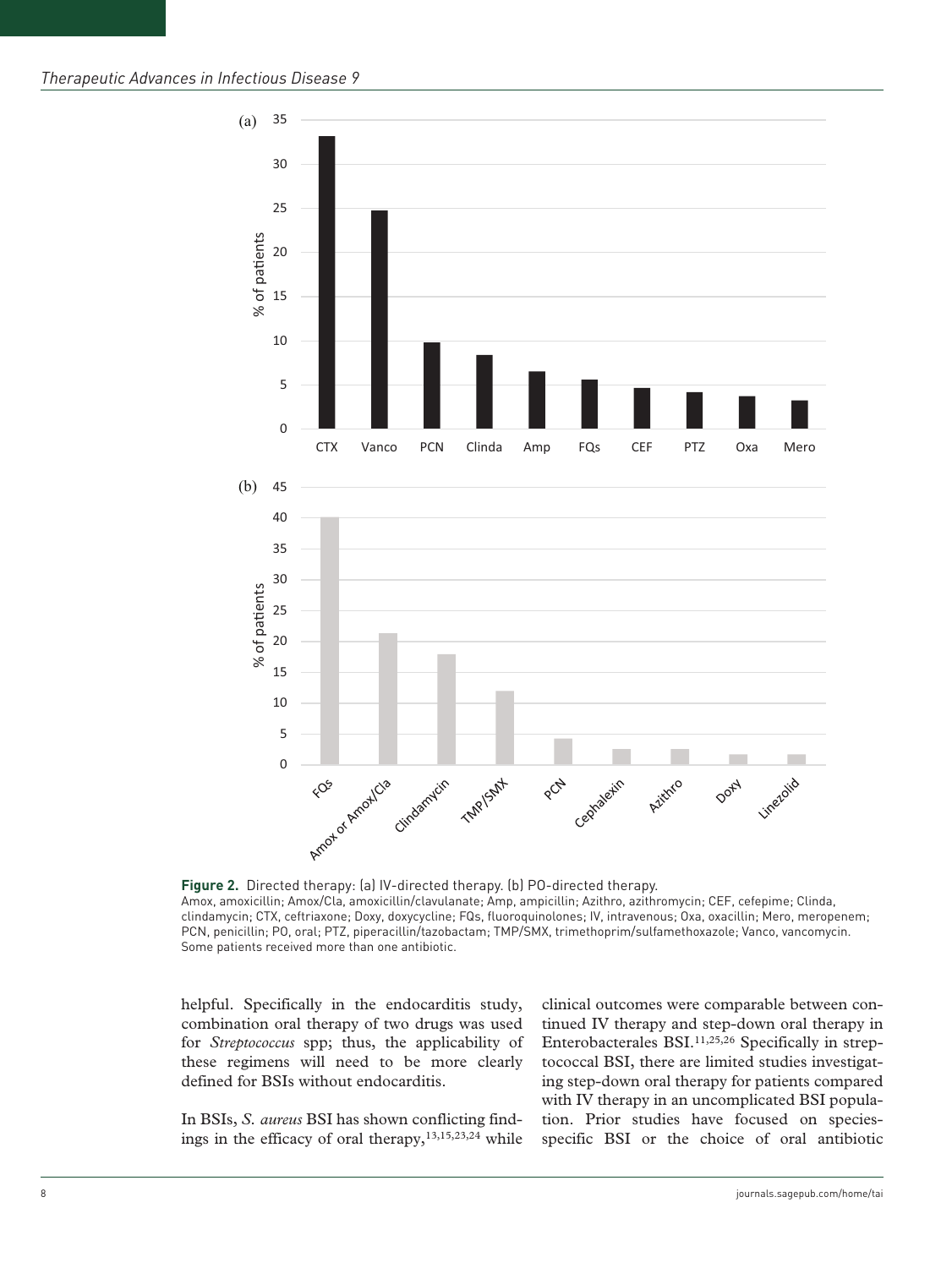**Figure 2.** Directed therapy: (a) IV-directed therapy. (b) PO-directed therapy.
Amox, amoxicillin; Amox/Cla, amoxicillin/clavulanate; Amp, ampicillin; Azithro, azithromycin; CEF, cefepime; Clinda, clindamycin; CTX, ceftriaxone; Doxy, doxycycline; FQs, fluoroquinolones; IV, intravenous; Oxa, oxacillin; Mero, meropenem; PCN, penicillin; PO, oral; PTZ, piperacillin/tazobactam; TMP/SMX, trimethoprim/sulfamethoxazole; Vanco, vancomycin.
Some patients received more than one antibiotic.

helpful. Specifically in the endocarditis study, combination oral therapy of two drugs was used for *Streptococcus* spp; thus, the applicability of these regimens will need to be more clearly defined for BSIs without endocarditis.

In BSIs, *S. aureus* BSI has shown conflicting findings in the efficacy of oral therapy,[13,15,23,24] while clinical outcomes were comparable between continued IV therapy and step-down oral therapy in Enterobacterales BSI.[11,25,26] Specifically in streptococcal BSI, there are limited studies investigating step-down oral therapy for patients compared with IV therapy in an uncomplicated BSI population. Prior studies have focused on species-specific BSI or the choice of oral antibiotic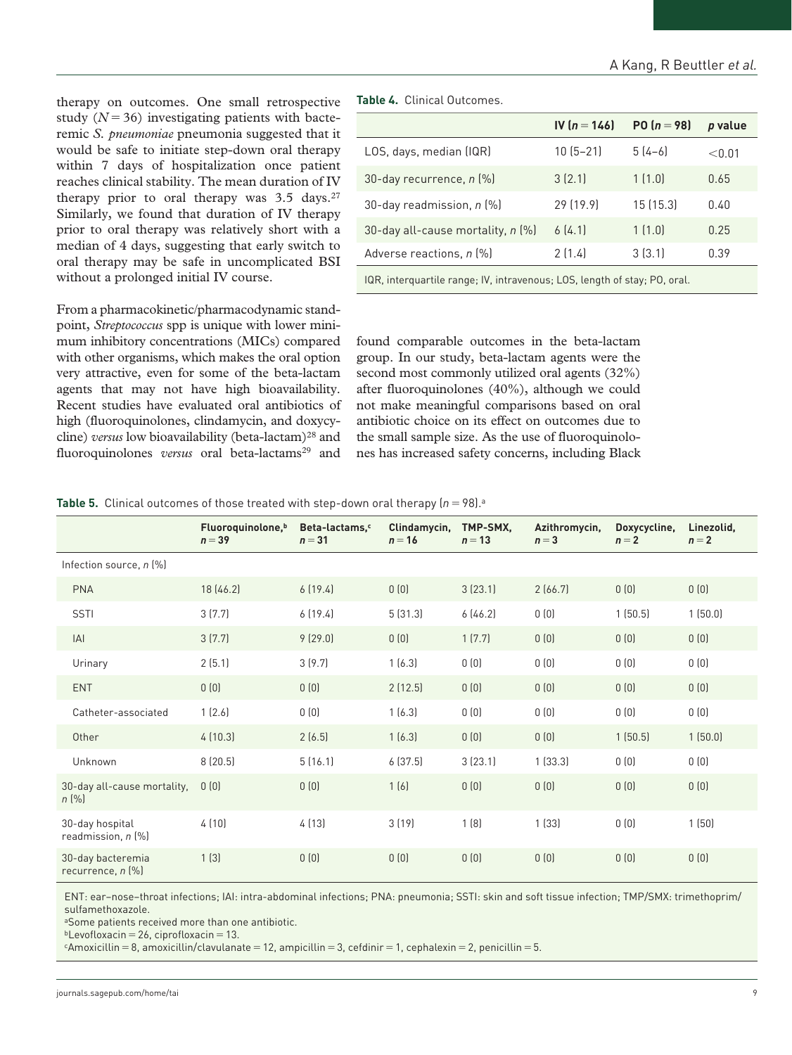therapy on outcomes. One small retrospective study ($N = 36$) investigating patients with bacteremic *S. pneumoniae* pneumonia suggested that it would be safe to initiate step-down oral therapy within 7 days of hospitalization once patient reaches clinical stability. The mean duration of IV therapy prior to oral therapy was 3.5 days.[27] Similarly, we found that duration of IV therapy prior to oral therapy was relatively short with a median of 4 days, suggesting that early switch to oral therapy may be safe in uncomplicated BSI without a prolonged initial IV course.

From a pharmacokinetic/pharmacodynamic standpoint, *Streptococcus* spp is unique with lower minimum inhibitory concentrations (MICs) compared with other organisms, which makes the oral option very attractive, even for some of the beta-lactam agents that may not have high bioavailability. Recent studies have evaluated oral antibiotics of high (fluoroquinolones, clindamycin, and doxycycline) *versus* low bioavailability (beta-lactam)[28] and fluoroquinolones *versus* oral beta-lactams[29] and found comparable outcomes in the beta-lactam group. In our study, beta-lactam agents were the second most commonly utilized oral agents (32%) after fluoroquinolones (40%), although we could not make meaningful comparisons based on oral antibiotic choice on its effect on outcomes due to the small sample size. As the use of fluoroquinolones has increased safety concerns, including Black

**Table 4.** Clinical Outcomes.

| | IV ($n = 146$) | PO ($n = 98$) | *p* value |
|---|---|---|---|
| LOS, days, median (IQR) | 10 (5–21) | 5 (4–6) | <0.01 |
| 30-day recurrence, *n* (%) | 3 (2.1) | 1 (1.0) | 0.65 |
| 30-day readmission, *n* (%) | 29 (19.9) | 15 (15.3) | 0.40 |
| 30-day all-cause mortality, *n* (%) | 6 (4.1) | 1 (1.0) | 0.25 |
| Adverse reactions, *n* (%) | 2 (1.4) | 3 (3.1) | 0.39 |

IQR, interquartile range; IV, intravenous; LOS, length of stay; PO, oral.

**Table 5.** Clinical outcomes of those treated with step-down oral therapy ($n = 98$).[a]

| | Fluoroquinolone,[b] $n = 39$ | Beta-lactams,[c] $n = 31$ | Clindamycin, $n = 16$ | TMP-SMX, $n = 13$ | Azithromycin, $n = 3$ | Doxycycline, $n = 2$ | Linezolid, $n = 2$ |
|---|---|---|---|---|---|---|---|
| Infection source, *n* (%) | | | | | | | |
| PNA | 18 (46.2) | 6 (19.4) | 0 (0) | 3 (23.1) | 2 (66.7) | 0 (0) | 0 (0) |
| SSTI | 3 (7.7) | 6 (19.4) | 5 (31.3) | 6 (46.2) | 0 (0) | 1 (50.5) | 1 (50.0) |
| IAI | 3 (7.7) | 9 (29.0) | 0 (0) | 1 (7.7) | 0 (0) | 0 (0) | 0 (0) |
| Urinary | 2 (5.1) | 3 (9.7) | 1 (6.3) | 0 (0) | 0 (0) | 0 (0) | 0 (0) |
| ENT | 0 (0) | 0 (0) | 2 (12.5) | 0 (0) | 0 (0) | 0 (0) | 0 (0) |
| Catheter-associated | 1 (2.6) | 0 (0) | 1 (6.3) | 0 (0) | 0 (0) | 0 (0) | 0 (0) |
| Other | 4 (10.3) | 2 (6.5) | 1 (6.3) | 0 (0) | 0 (0) | 1 (50.5) | 1 (50.0) |
| Unknown | 8 (20.5) | 5 (16.1) | 6 (37.5) | 3 (23.1) | 1 (33.3) | 0 (0) | 0 (0) |
| 30-day all-cause mortality, *n* (%) | 0 (0) | 0 (0) | 1 (6) | 0 (0) | 0 (0) | 0 (0) | 0 (0) |
| 30-day hospital readmission, *n* (%) | 4 (10) | 4 (13) | 3 (19) | 1 (8) | 1 (33) | 0 (0) | 1 (50) |
| 30-day bacteremia recurrence, *n* (%) | 1 (3) | 0 (0) | 0 (0) | 0 (0) | 0 (0) | 0 (0) | 0 (0) |

ENT: ear–nose–throat infections; IAI: intra-abdominal infections; PNA: pneumonia; SSTI: skin and soft tissue infection; TMP/SMX: trimethoprim/sulfamethoxazole.
[a]Some patients received more than one antibiotic.
[b]Levofloxacin = 26, ciprofloxacin = 13.
[c]Amoxicillin = 8, amoxicillin/clavulanate = 12, ampicillin = 3, cefdinir = 1, cephalexin = 2, penicillin = 5.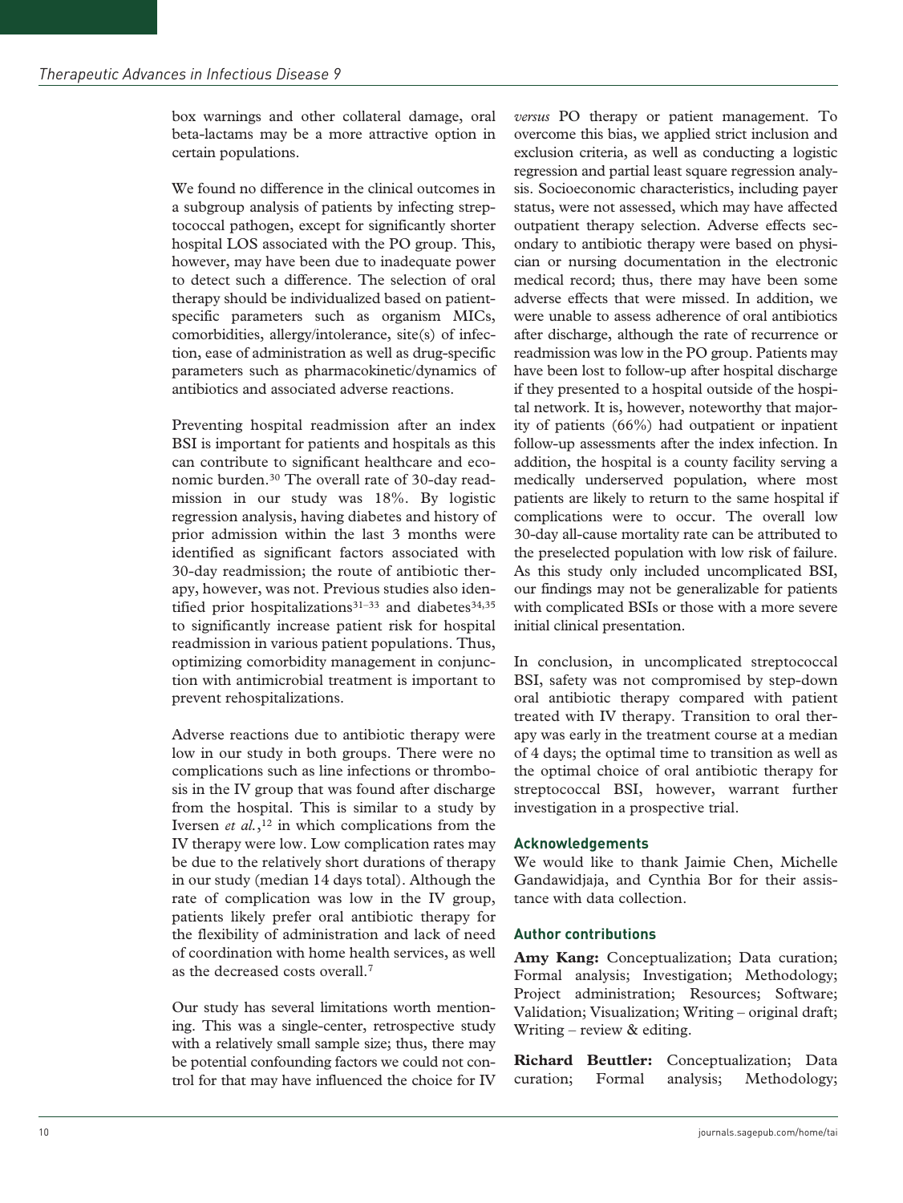box warnings and other collateral damage, oral beta-lactams may be a more attractive option in certain populations.

We found no difference in the clinical outcomes in a subgroup analysis of patients by infecting streptococcal pathogen, except for significantly shorter hospital LOS associated with the PO group. This, however, may have been due to inadequate power to detect such a difference. The selection of oral therapy should be individualized based on patient-specific parameters such as organism MICs, comorbidities, allergy/intolerance, site(s) of infection, ease of administration as well as drug-specific parameters such as pharmacokinetic/dynamics of antibiotics and associated adverse reactions.

Preventing hospital readmission after an index BSI is important for patients and hospitals as this can contribute to significant healthcare and economic burden.[30] The overall rate of 30-day readmission in our study was 18%. By logistic regression analysis, having diabetes and history of prior admission within the last 3 months were identified as significant factors associated with 30-day readmission; the route of antibiotic therapy, however, was not. Previous studies also identified prior hospitalizations[31–33] and diabetes[34,35] to significantly increase patient risk for hospital readmission in various patient populations. Thus, optimizing comorbidity management in conjunction with antimicrobial treatment is important to prevent rehospitalizations.

Adverse reactions due to antibiotic therapy were low in our study in both groups. There were no complications such as line infections or thrombosis in the IV group that was found after discharge from the hospital. This is similar to a study by Iversen *et al.*,[12] in which complications from the IV therapy were low. Low complication rates may be due to the relatively short durations of therapy in our study (median 14 days total). Although the rate of complication was low in the IV group, patients likely prefer oral antibiotic therapy for the flexibility of administration and lack of need of coordination with home health services, as well as the decreased costs overall.[7]

Our study has several limitations worth mentioning. This was a single-center, retrospective study with a relatively small sample size; thus, there may be potential confounding factors we could not control for that may have influenced the choice for IV *versus* PO therapy or patient management. To overcome this bias, we applied strict inclusion and exclusion criteria, as well as conducting a logistic regression and partial least square regression analysis. Socioeconomic characteristics, including payer status, were not assessed, which may have affected outpatient therapy selection. Adverse effects secondary to antibiotic therapy were based on physician or nursing documentation in the electronic medical record; thus, there may have been some adverse effects that were missed. In addition, we were unable to assess adherence of oral antibiotics after discharge, although the rate of recurrence or readmission was low in the PO group. Patients may have been lost to follow-up after hospital discharge if they presented to a hospital outside of the hospital network. It is, however, noteworthy that majority of patients (66%) had outpatient or inpatient follow-up assessments after the index infection. In addition, the hospital is a county facility serving a medically underserved population, where most patients are likely to return to the same hospital if complications were to occur. The overall low 30-day all-cause mortality rate can be attributed to the preselected population with low risk of failure. As this study only included uncomplicated BSI, our findings may not be generalizable for patients with complicated BSIs or those with a more severe initial clinical presentation.

In conclusion, in uncomplicated streptococcal BSI, safety was not compromised by step-down oral antibiotic therapy compared with patient treated with IV therapy. Transition to oral therapy was early in the treatment course at a median of 4 days; the optimal time to transition as well as the optimal choice of oral antibiotic therapy for streptococcal BSI, however, warrant further investigation in a prospective trial.

## Acknowledgements

We would like to thank Jaimie Chen, Michelle Gandawidjaja, and Cynthia Bor for their assistance with data collection.

## Author contributions

**Amy Kang:** Conceptualization; Data curation; Formal analysis; Investigation; Methodology; Project administration; Resources; Software; Validation; Visualization; Writing – original draft; Writing – review & editing.

**Richard Beuttler:** Conceptualization; Data curation; Formal analysis; Methodology;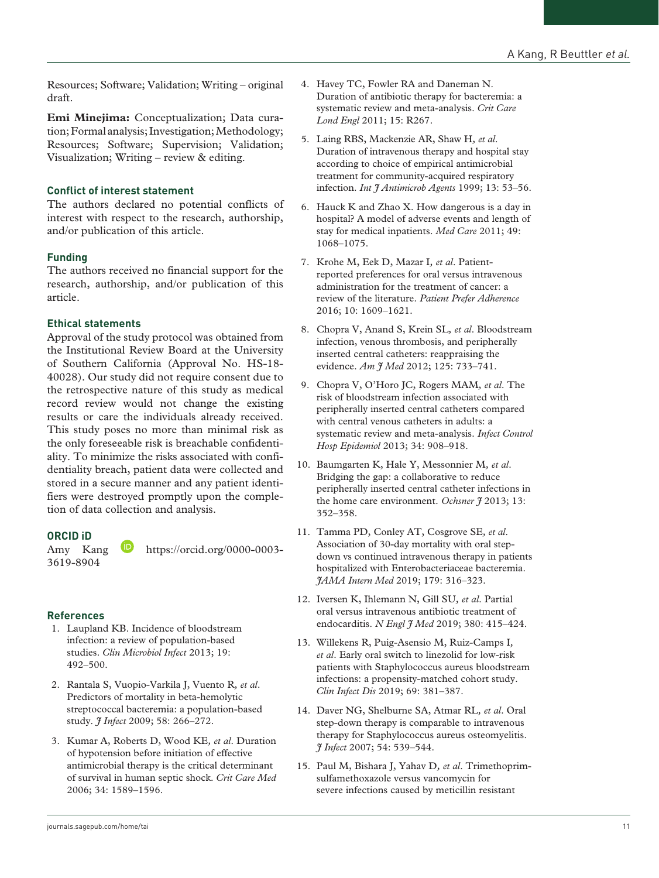Resources; Software; Validation; Writing – original draft.

**Emi Minejima:** Conceptualization; Data curation; Formal analysis; Investigation; Methodology; Resources; Software; Supervision; Validation; Visualization; Writing – review & editing.

### Conflict of interest statement

The authors declared no potential conflicts of interest with respect to the research, authorship, and/or publication of this article.

### Funding

The authors received no financial support for the research, authorship, and/or publication of this article.

### Ethical statements

Approval of the study protocol was obtained from the Institutional Review Board at the University of Southern California (Approval No. HS-18-40028). Our study did not require consent due to the retrospective nature of this study as medical record review would not change the existing results or care the individuals already received. This study poses no more than minimal risk as the only foreseeable risk is breachable confidentiality. To minimize the risks associated with confidentiality breach, patient data were collected and stored in a secure manner and any patient identifiers were destroyed promptly upon the completion of data collection and analysis.

### ORCID iD

Amy Kang https://orcid.org/0000-0003-3619-8904

### References

1. Laupland KB. Incidence of bloodstream infection: a review of population-based studies. *Clin Microbiol Infect* 2013; 19: 492–500.
2. Rantala S, Vuopio-Varkila J, Vuento R, *et al*. Predictors of mortality in beta-hemolytic streptococcal bacteremia: a population-based study. *J Infect* 2009; 58: 266–272.
3. Kumar A, Roberts D, Wood KE, *et al*. Duration of hypotension before initiation of effective antimicrobial therapy is the critical determinant of survival in human septic shock. *Crit Care Med* 2006; 34: 1589–1596.
4. Havey TC, Fowler RA and Daneman N. Duration of antibiotic therapy for bacteremia: a systematic review and meta-analysis. *Crit Care Lond Engl* 2011; 15: R267.
5. Laing RBS, Mackenzie AR, Shaw H, *et al*. Duration of intravenous therapy and hospital stay according to choice of empirical antimicrobial treatment for community-acquired respiratory infection. *Int J Antimicrob Agents* 1999; 13: 53–56.
6. Hauck K and Zhao X. How dangerous is a day in hospital? A model of adverse events and length of stay for medical inpatients. *Med Care* 2011; 49: 1068–1075.
7. Krohe M, Eek D, Mazar I, *et al*. Patient-reported preferences for oral versus intravenous administration for the treatment of cancer: a review of the literature. *Patient Prefer Adherence* 2016; 10: 1609–1621.
8. Chopra V, Anand S, Krein SL, *et al*. Bloodstream infection, venous thrombosis, and peripherally inserted central catheters: reappraising the evidence. *Am J Med* 2012; 125: 733–741.
9. Chopra V, O'Horo JC, Rogers MAM, *et al*. The risk of bloodstream infection associated with peripherally inserted central catheters compared with central venous catheters in adults: a systematic review and meta-analysis. *Infect Control Hosp Epidemiol* 2013; 34: 908–918.
10. Baumgarten K, Hale Y, Messonnier M, *et al*. Bridging the gap: a collaborative to reduce peripherally inserted central catheter infections in the home care environment. *Ochsner J* 2013; 13: 352–358.
11. Tamma PD, Conley AT, Cosgrove SE, *et al*. Association of 30-day mortality with oral step-down vs continued intravenous therapy in patients hospitalized with Enterobacteriaceae bacteremia. *JAMA Intern Med* 2019; 179: 316–323.
12. Iversen K, Ihlemann N, Gill SU, *et al*. Partial oral versus intravenous antibiotic treatment of endocarditis. *N Engl J Med* 2019; 380: 415–424.
13. Willekens R, Puig-Asensio M, Ruiz-Camps I, *et al*. Early oral switch to linezolid for low-risk patients with Staphylococcus aureus bloodstream infections: a propensity-matched cohort study. *Clin Infect Dis* 2019; 69: 381–387.
14. Daver NG, Shelburne SA, Atmar RL, *et al*. Oral step-down therapy is comparable to intravenous therapy for Staphylococcus aureus osteomyelitis. *J Infect* 2007; 54: 539–544.
15. Paul M, Bishara J, Yahav D, *et al*. Trimethoprim-sulfamethoxazole versus vancomycin for severe infections caused by meticillin resistant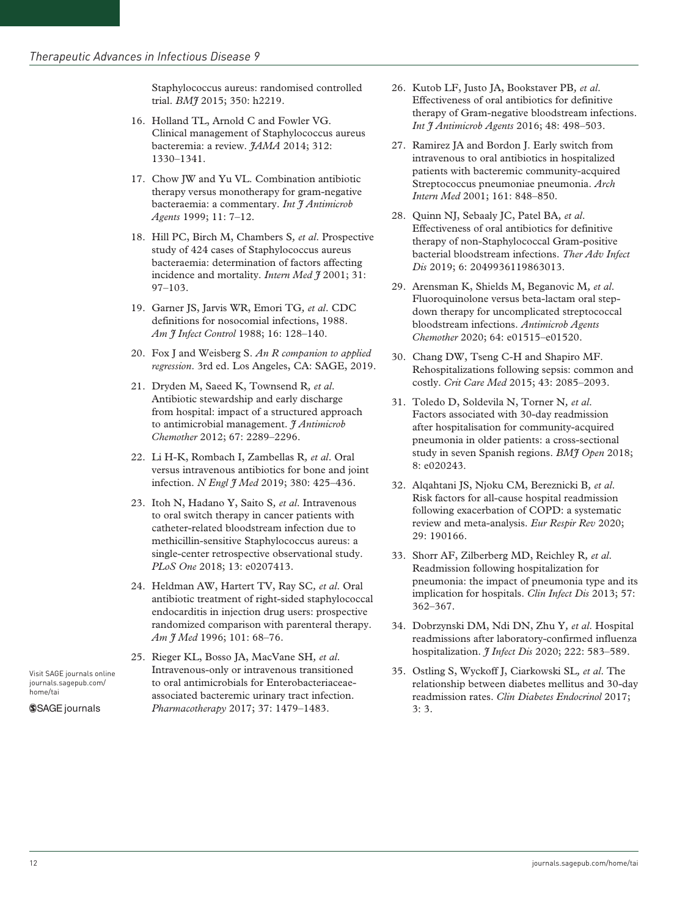Staphylococcus aureus: randomised controlled trial. *BMJ* 2015; 350: h2219.

16. Holland TL, Arnold C and Fowler VG. Clinical management of Staphylococcus aureus bacteremia: a review. *JAMA* 2014; 312: 1330–1341.
17. Chow JW and Yu VL. Combination antibiotic therapy versus monotherapy for gram-negative bacteraemia: a commentary. *Int J Antimicrob Agents* 1999; 11: 7–12.
18. Hill PC, Birch M, Chambers S*, et al.* Prospective study of 424 cases of Staphylococcus aureus bacteraemia: determination of factors affecting incidence and mortality. *Intern Med J* 2001; 31: 97–103.
19. Garner JS, Jarvis WR, Emori TG*, et al.* CDC definitions for nosocomial infections, 1988. *Am J Infect Control* 1988; 16: 128–140.
20. Fox J and Weisberg S. *An R companion to applied regression*. 3rd ed. Los Angeles, CA: SAGE, 2019.
21. Dryden M, Saeed K, Townsend R*, et al.* Antibiotic stewardship and early discharge from hospital: impact of a structured approach to antimicrobial management. *J Antimicrob Chemother* 2012; 67: 2289–2296.
22. Li H-K, Rombach I, Zambellas R*, et al*. Oral versus intravenous antibiotics for bone and joint infection. *N Engl J Med* 2019; 380: 425–436.
23. Itoh N, Hadano Y, Saito S*, et al.* Intravenous to oral switch therapy in cancer patients with catheter-related bloodstream infection due to methicillin-sensitive Staphylococcus aureus: a single-center retrospective observational study. *PLoS One* 2018; 13: e0207413.
24. Heldman AW, Hartert TV, Ray SC*, et al.* Oral antibiotic treatment of right-sided staphylococcal endocarditis in injection drug users: prospective randomized comparison with parenteral therapy. *Am J Med* 1996; 101: 68–76.
25. Rieger KL, Bosso JA, MacVane SH*, et al.* Intravenous-only or intravenous transitioned to oral antimicrobials for Enterobacteriaceae-associated bacteremic urinary tract infection. *Pharmacotherapy* 2017; 37: 1479–1483.
26. Kutob LF, Justo JA, Bookstaver PB*, et al.* Effectiveness of oral antibiotics for definitive therapy of Gram-negative bloodstream infections. *Int J Antimicrob Agents* 2016; 48: 498–503.
27. Ramirez JA and Bordon J. Early switch from intravenous to oral antibiotics in hospitalized patients with bacteremic community-acquired Streptococcus pneumoniae pneumonia. *Arch Intern Med* 2001; 161: 848–850.
28. Quinn NJ, Sebaaly JC, Patel BA*, et al*. Effectiveness of oral antibiotics for definitive therapy of non-Staphylococcal Gram-positive bacterial bloodstream infections. *Ther Adv Infect Dis* 2019; 6: 2049936119863013.
29. Arensman K, Shields M, Beganovic M*, et al*. Fluoroquinolone versus beta-lactam oral step-down therapy for uncomplicated streptococcal bloodstream infections. *Antimicrob Agents Chemother* 2020; 64: e01515–e01520.
30. Chang DW, Tseng C-H and Shapiro MF. Rehospitalizations following sepsis: common and costly. *Crit Care Med* 2015; 43: 2085–2093.
31. Toledo D, Soldevila N, Torner N*, et al.* Factors associated with 30-day readmission after hospitalisation for community-acquired pneumonia in older patients: a cross-sectional study in seven Spanish regions. *BMJ Open* 2018; 8: e020243.
32. Alqahtani JS, Njoku CM, Bereznicki B*, et al*. Risk factors for all-cause hospital readmission following exacerbation of COPD: a systematic review and meta-analysis. *Eur Respir Rev* 2020; 29: 190166.
33. Shorr AF, Zilberberg MD, Reichley R*, et al.* Readmission following hospitalization for pneumonia: the impact of pneumonia type and its implication for hospitals. *Clin Infect Dis* 2013; 57: 362–367.
34. Dobrzynski DM, Ndi DN, Zhu Y*, et al*. Hospital readmissions after laboratory-confirmed influenza hospitalization. *J Infect Dis* 2020; 222: 583–589.
35. Ostling S, Wyckoff J, Ciarkowski SL*, et al.* The relationship between diabetes mellitus and 30-day readmission rates. *Clin Diabetes Endocrinol* 2017; 3: 3.

Visit SAGE journals online journals.sagepub.com/home/tai

SAGE journals